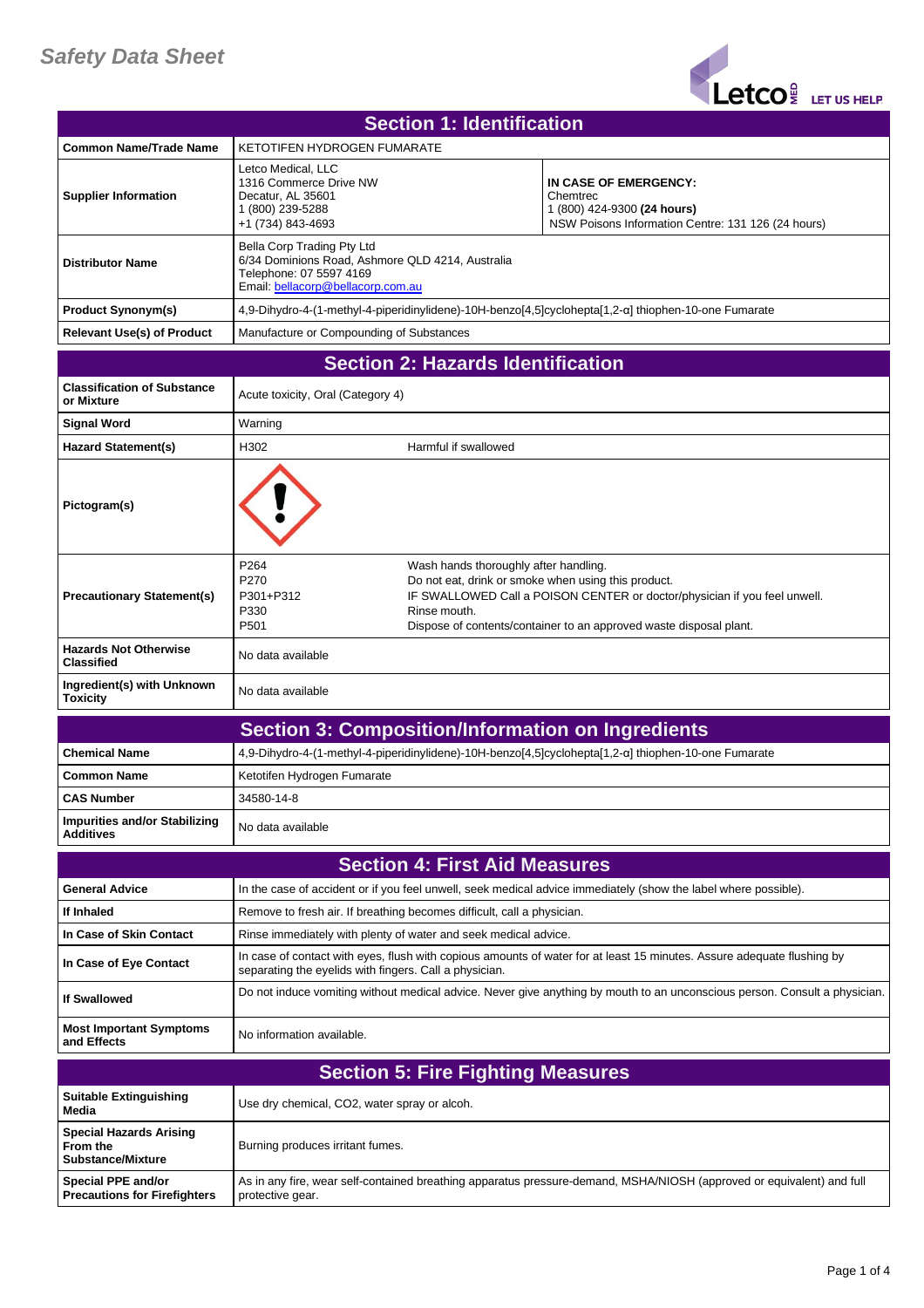# Safety Data Sheet

## Section 1: Identification

| | | |
|---|---|---|
| **Common Name/Trade Name** | KETOTIFEN HYDROGEN FUMARATE | |
| **Supplier Information** | Letco Medical, LLC<br>1316 Commerce Drive NW<br>Decatur, AL 35601<br>1 (800) 239-5288<br>+1 (734) 843-4693 | **IN CASE OF EMERGENCY:**<br>Chemtrec<br>1 (800) 424-9300 **(24 hours)**<br>NSW Poisons Information Centre: 131 126 (24 hours) |
| **Distributor Name** | Bella Corp Trading Pty Ltd<br>6/34 Dominions Road, Ashmore QLD 4214, Australia<br>Telephone: 07 5597 4169<br>Email: bellacorp@bellacorp.com.au | |
| **Product Synonym(s)** | 4,9-Dihydro-4-(1-methyl-4-piperidinylidene)-10H-benzo[4,5]cyclohepta[1,2-α] thiophen-10-one Fumarate | |
| **Relevant Use(s) of Product** | Manufacture or Compounding of Substances | |

## Section 2: Hazards Identification

| | | |
|---|---|---|
| **Classification of Substance or Mixture** | Acute toxicity, Oral (Category 4) | |
| **Signal Word** | Warning | |
| **Hazard Statement(s)** | H302 | Harmful if swallowed |
| **Pictogram(s)** | | |
| **Precautionary Statement(s)** | P264<br>P270<br>P301+P312<br>P330<br>P501 | Wash hands thoroughly after handling.<br>Do not eat, drink or smoke when using this product.<br>IF SWALLOWED Call a POISON CENTER or doctor/physician if you feel unwell.<br>Rinse mouth.<br>Dispose of contents/container to an approved waste disposal plant. |
| **Hazards Not Otherwise Classified** | No data available | |
| **Ingredient(s) with Unknown Toxicity** | No data available | |

## Section 3: Composition/Information on Ingredients

| | |
|---|---|
| **Chemical Name** | 4,9-Dihydro-4-(1-methyl-4-piperidinylidene)-10H-benzo[4,5]cyclohepta[1,2-α] thiophen-10-one Fumarate |
| **Common Name** | Ketotifen Hydrogen Fumarate |
| **CAS Number** | 34580-14-8 |
| **Impurities and/or Stabilizing Additives** | No data available |

## Section 4: First Aid Measures

| | |
|---|---|
| **General Advice** | In the case of accident or if you feel unwell, seek medical advice immediately (show the label where possible). |
| **If Inhaled** | Remove to fresh air. If breathing becomes difficult, call a physician. |
| **In Case of Skin Contact** | Rinse immediately with plenty of water and seek medical advice. |
| **In Case of Eye Contact** | In case of contact with eyes, flush with copious amounts of water for at least 15 minutes. Assure adequate flushing by separating the eyelids with fingers. Call a physician. |
| **If Swallowed** | Do not induce vomiting without medical advice. Never give anything by mouth to an unconscious person. Consult a physician. |
| **Most Important Symptoms and Effects** | No information available. |

## Section 5: Fire Fighting Measures

| | |
|---|---|
| **Suitable Extinguishing Media** | Use dry chemical, $CO_2$, water spray or alcoh. |
| **Special Hazards Arising From the Substance/Mixture** | Burning produces irritant fumes. |
| **Special PPE and/or Precautions for Firefighters** | As in any fire, wear self-contained breathing apparatus pressure-demand, MSHA/NIOSH (approved or equivalent) and full protective gear. |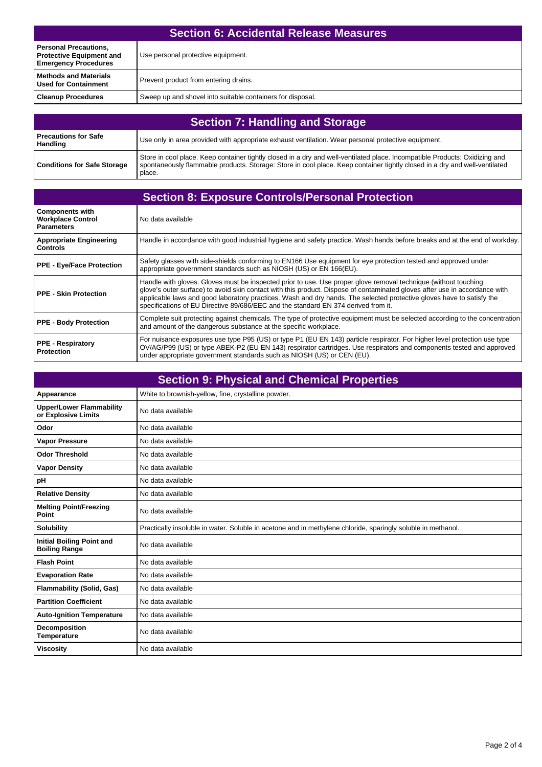## Section 6: Accidental Release Measures

| | |
|---|---|
| **Personal Precautions, Protective Equipment and Emergency Procedures** | Use personal protective equipment. |
| **Methods and Materials Used for Containment** | Prevent product from entering drains. |
| **Cleanup Procedures** | Sweep up and shovel into suitable containers for disposal. |

## Section 7: Handling and Storage

| | |
|---|---|
| **Precautions for Safe Handling** | Use only in area provided with appropriate exhaust ventilation. Wear personal protective equipment. |
| **Conditions for Safe Storage** | Store in cool place. Keep container tightly closed in a dry and well-ventilated place. Incompatible Products: Oxidizing and spontaneously flammable products. Storage: Store in cool place. Keep container tightly closed in a dry and well-ventilated place. |

## Section 8: Exposure Controls/Personal Protection

| | |
|---|---|
| **Components with Workplace Control Parameters** | No data available |
| **Appropriate Engineering Controls** | Handle in accordance with good industrial hygiene and safety practice. Wash hands before breaks and at the end of workday. |
| **PPE - Eye/Face Protection** | Safety glasses with side-shields conforming to EN166 Use equipment for eye protection tested and approved under appropriate government standards such as NIOSH (US) or EN 166(EU). |
| **PPE - Skin Protection** | Handle with gloves. Gloves must be inspected prior to use. Use proper glove removal technique (without touching glove's outer surface) to avoid skin contact with this product. Dispose of contaminated gloves after use in accordance with applicable laws and good laboratory practices. Wash and dry hands. The selected protective gloves have to satisfy the specifications of EU Directive 89/686/EEC and the standard EN 374 derived from it. |
| **PPE - Body Protection** | Complete suit protecting against chemicals. The type of protective equipment must be selected according to the concentration and amount of the dangerous substance at the specific workplace. |
| **PPE - Respiratory Protection** | For nuisance exposures use type P95 (US) or type P1 (EU EN 143) particle respirator. For higher level protection use type OV/AG/P99 (US) or type ABEK-P2 (EU EN 143) respirator cartridges. Use respirators and components tested and approved under appropriate government standards such as NIOSH (US) or CEN (EU). |

## Section 9: Physical and Chemical Properties

| | |
|---|---|
| **Appearance** | White to brownish-yellow, fine, crystalline powder. |
| **Upper/Lower Flammability or Explosive Limits** | No data available |
| **Odor** | No data available |
| **Vapor Pressure** | No data available |
| **Odor Threshold** | No data available |
| **Vapor Density** | No data available |
| **pH** | No data available |
| **Relative Density** | No data available |
| **Melting Point/Freezing Point** | No data available |
| **Solubility** | Practically insoluble in water. Soluble in acetone and in methylene chloride, sparingly soluble in methanol. |
| **Initial Boiling Point and Boiling Range** | No data available |
| **Flash Point** | No data available |
| **Evaporation Rate** | No data available |
| **Flammability (Solid, Gas)** | No data available |
| **Partition Coefficient** | No data available |
| **Auto-Ignition Temperature** | No data available |
| **Decomposition Temperature** | No data available |
| **Viscosity** | No data available |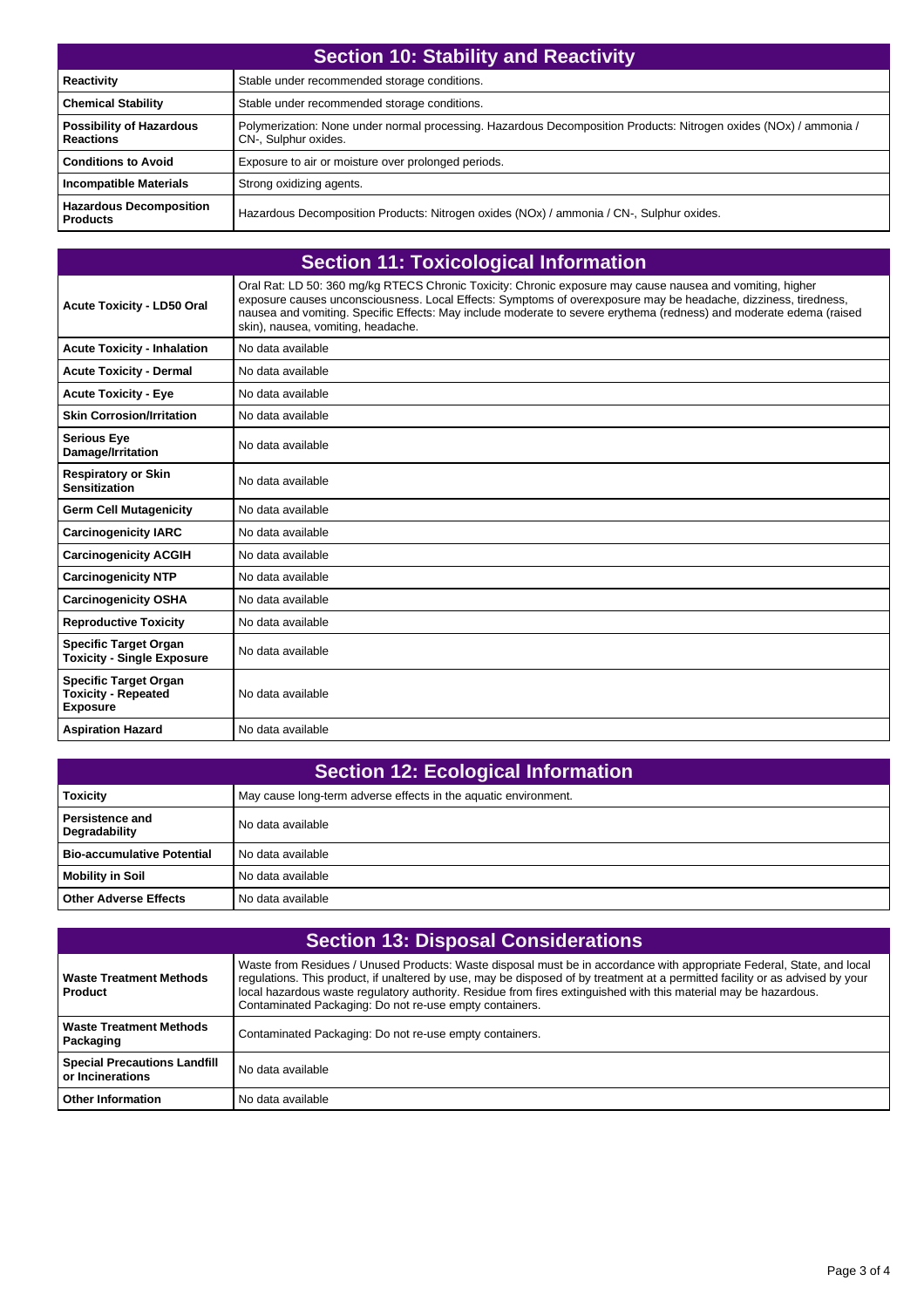## Section 10: Stability and Reactivity

| | |
|---|---|
| **Reactivity** | Stable under recommended storage conditions. |
| **Chemical Stability** | Stable under recommended storage conditions. |
| **Possibility of Hazardous Reactions** | Polymerization: None under normal processing. Hazardous Decomposition Products: Nitrogen oxides (NOx) / ammonia / CN-, Sulphur oxides. |
| **Conditions to Avoid** | Exposure to air or moisture over prolonged periods. |
| **Incompatible Materials** | Strong oxidizing agents. |
| **Hazardous Decomposition Products** | Hazardous Decomposition Products: Nitrogen oxides (NOx) / ammonia / CN-, Sulphur oxides. |

## Section 11: Toxicological Information

| | |
|---|---|
| **Acute Toxicity - LD50 Oral** | Oral Rat: LD 50: 360 mg/kg RTECS Chronic Toxicity: Chronic exposure may cause nausea and vomiting, higher exposure causes unconsciousness. Local Effects: Symptoms of overexposure may be headache, dizziness, tiredness, nausea and vomiting. Specific Effects: May include moderate to severe erythema (redness) and moderate edema (raised skin), nausea, vomiting, headache. |
| **Acute Toxicity - Inhalation** | No data available |
| **Acute Toxicity - Dermal** | No data available |
| **Acute Toxicity - Eye** | No data available |
| **Skin Corrosion/Irritation** | No data available |
| **Serious Eye Damage/Irritation** | No data available |
| **Respiratory or Skin Sensitization** | No data available |
| **Germ Cell Mutagenicity** | No data available |
| **Carcinogenicity IARC** | No data available |
| **Carcinogenicity ACGIH** | No data available |
| **Carcinogenicity NTP** | No data available |
| **Carcinogenicity OSHA** | No data available |
| **Reproductive Toxicity** | No data available |
| **Specific Target Organ Toxicity - Single Exposure** | No data available |
| **Specific Target Organ Toxicity - Repeated Exposure** | No data available |
| **Aspiration Hazard** | No data available |

## Section 12: Ecological Information

| | |
|---|---|
| **Toxicity** | May cause long-term adverse effects in the aquatic environment. |
| **Persistence and Degradability** | No data available |
| **Bio-accumulative Potential** | No data available |
| **Mobility in Soil** | No data available |
| **Other Adverse Effects** | No data available |

## Section 13: Disposal Considerations

| | |
|---|---|
| **Waste Treatment Methods Product** | Waste from Residues / Unused Products: Waste disposal must be in accordance with appropriate Federal, State, and local regulations. This product, if unaltered by use, may be disposed of by treatment at a permitted facility or as advised by your local hazardous waste regulatory authority. Residue from fires extinguished with this material may be hazardous. Contaminated Packaging: Do not re-use empty containers. |
| **Waste Treatment Methods Packaging** | Contaminated Packaging: Do not re-use empty containers. |
| **Special Precautions Landfill or Incinerations** | No data available |
| **Other Information** | No data available |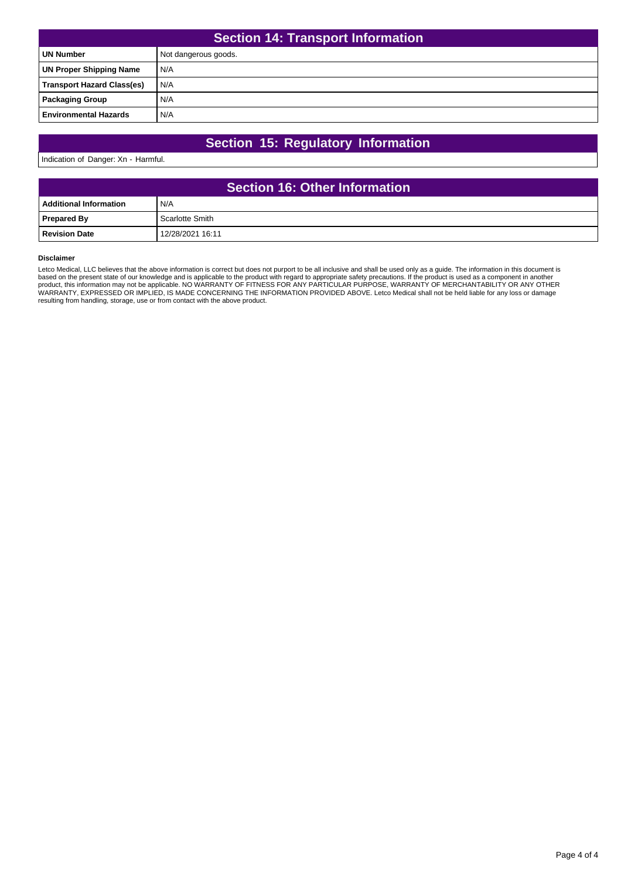## Section 14: Transport Information

| | |
|---|---|
| **UN Number** | Not dangerous goods. |
| **UN Proper Shipping Name** | N/A |
| **Transport Hazard Class(es)** | N/A |
| **Packaging Group** | N/A |
| **Environmental Hazards** | N/A |

## Section 15: Regulatory Information

Indication of Danger: Xn - Harmful.

## Section 16: Other Information

| | |
|---|---|
| **Additional Information** | N/A |
| **Prepared By** | Scarlotte Smith |
| **Revision Date** | 12/28/2021 16:11 |

**Disclaimer**

Letco Medical, LLC believes that the above information is correct but does not purport to be all inclusive and shall be used only as a guide. The information in this document is based on the present state of our knowledge and is applicable to the product with regard to appropriate safety precautions. If the product is used as a component in another product, this information may not be applicable. NO WARRANTY OF FITNESS FOR ANY PARTICULAR PURPOSE, WARRANTY OF MERCHANTABILITY OR ANY OTHER WARRANTY, EXPRESSED OR IMPLIED, IS MADE CONCERNING THE INFORMATION PROVIDED ABOVE. Letco Medical shall not be held liable for any loss or damage resulting from handling, storage, use or from contact with the above product.